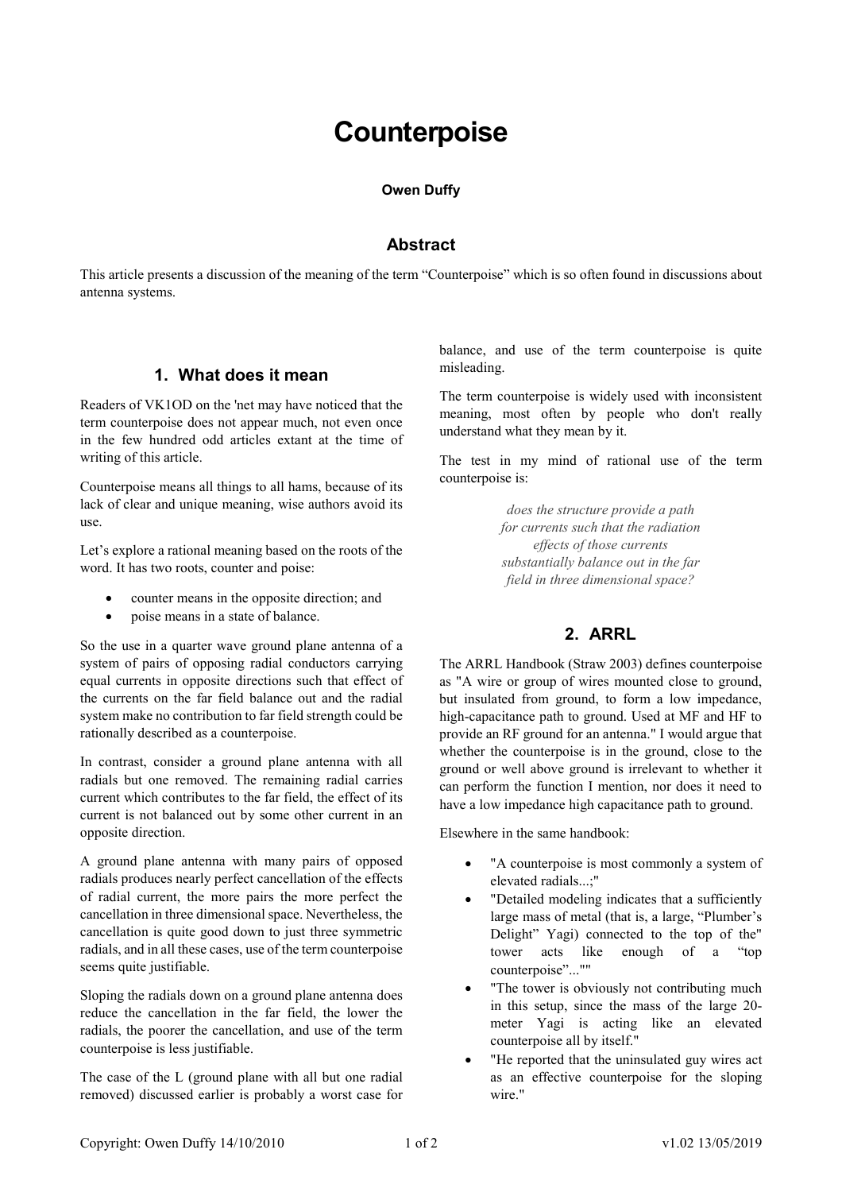# Counterpoise

**Owen Duffy**

## Abstract

This article presents a discussion of the meaning of the term "Counterpoise" which is so often found in discussions about antenna systems.

## 1. What does it mean

Readers of VK1OD on the 'net may have noticed that the term counterpoise does not appear much, not even once in the few hundred odd articles extant at the time of writing of this article.

Counterpoise means all things to all hams, because of its lack of clear and unique meaning, wise authors avoid its use.

Let's explore a rational meaning based on the roots of the word. It has two roots, counter and poise:

- counter means in the opposite direction; and
- poise means in a state of balance.

So the use in a quarter wave ground plane antenna of a system of pairs of opposing radial conductors carrying equal currents in opposite directions such that effect of the currents on the far field balance out and the radial system make no contribution to far field strength could be rationally described as a counterpoise.

In contrast, consider a ground plane antenna with all radials but one removed. The remaining radial carries current which contributes to the far field, the effect of its current is not balanced out by some other current in an opposite direction.

A ground plane antenna with many pairs of opposed radials produces nearly perfect cancellation of the effects of radial current, the more pairs the more perfect the cancellation in three dimensional space. Nevertheless, the cancellation is quite good down to just three symmetric radials, and in all these cases, use of the term counterpoise seems quite justifiable.

Sloping the radials down on a ground plane antenna does reduce the cancellation in the far field, the lower the radials, the poorer the cancellation, and use of the term counterpoise is less justifiable.

The case of the L (ground plane with all but one radial removed) discussed earlier is probably a worst case for balance, and use of the term counterpoise is quite misleading.

The term counterpoise is widely used with inconsistent meaning, most often by people who don't really understand what they mean by it.

The test in my mind of rational use of the term counterpoise is:

> *does the structure provide a path for currents such that the radiation effects of those currents substantially balance out in the far field in three dimensional space?*

## 2. ARRL

The ARRL Handbook (Straw 2003) defines counterpoise as "A wire or group of wires mounted close to ground, but insulated from ground, to form a low impedance, high-capacitance path to ground. Used at MF and HF to provide an RF ground for an antenna." I would argue that whether the counterpoise is in the ground, close to the ground or well above ground is irrelevant to whether it can perform the function I mention, nor does it need to have a low impedance high capacitance path to ground.

Elsewhere in the same handbook:

- "A counterpoise is most commonly a system of elevated radials...;"
- "Detailed modeling indicates that a sufficiently large mass of metal (that is, a large, "Plumber's Delight" Yagi) connected to the top of the" tower acts like enough of a "top counterpoise"...""
- "The tower is obviously not contributing much in this setup, since the mass of the large 20-meter Yagi is acting like an elevated counterpoise all by itself."
- "He reported that the uninsulated guy wires act as an effective counterpoise for the sloping wire."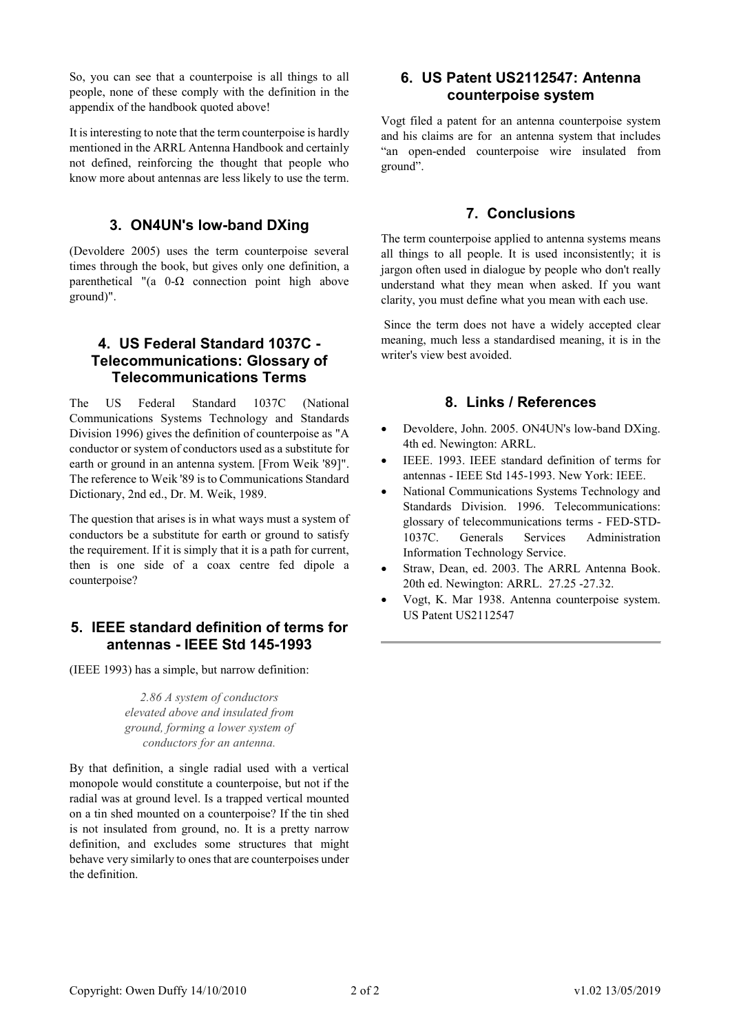So, you can see that a counterpoise is all things to all people, none of these comply with the definition in the appendix of the handbook quoted above!

It is interesting to note that the term counterpoise is hardly mentioned in the ARRL Antenna Handbook and certainly not defined, reinforcing the thought that people who know more about antennas are less likely to use the term.

## 3. ON4UN's low-band DXing

(Devoldere 2005) uses the term counterpoise several times through the book, but gives only one definition, a parenthetical "(a 0-Ω connection point high above ground)".

## 4. US Federal Standard 1037C - Telecommunications: Glossary of Telecommunications Terms

The US Federal Standard 1037C (National Communications Systems Technology and Standards Division 1996) gives the definition of counterpoise as "A conductor or system of conductors used as a substitute for earth or ground in an antenna system. [From Weik '89]". The reference to Weik '89 is to Communications Standard Dictionary, 2nd ed., Dr. M. Weik, 1989.

The question that arises is in what ways must a system of conductors be a substitute for earth or ground to satisfy the requirement. If it is simply that it is a path for current, then is one side of a coax centre fed dipole a counterpoise?

## 5. IEEE standard definition of terms for antennas - IEEE Std 145-1993

(IEEE 1993) has a simple, but narrow definition:

> *2.86 A system of conductors elevated above and insulated from ground, forming a lower system of conductors for an antenna.*

By that definition, a single radial used with a vertical monopole would constitute a counterpoise, but not if the radial was at ground level. Is a trapped vertical mounted on a tin shed mounted on a counterpoise? If the tin shed is not insulated from ground, no. It is a pretty narrow definition, and excludes some structures that might behave very similarly to ones that are counterpoises under the definition.

## 6. US Patent US2112547: Antenna counterpoise system

Vogt filed a patent for an antenna counterpoise system and his claims are for an antenna system that includes "an open-ended counterpoise wire insulated from ground".

## 7. Conclusions

The term counterpoise applied to antenna systems means all things to all people. It is used inconsistently; it is jargon often used in dialogue by people who don't really understand what they mean when asked. If you want clarity, you must define what you mean with each use.

Since the term does not have a widely accepted clear meaning, much less a standardised meaning, it is in the writer's view best avoided.

## 8. Links / References

- Devoldere, John. 2005. ON4UN's low-band DXing. 4th ed. Newington: ARRL.
- IEEE. 1993. IEEE standard definition of terms for antennas - IEEE Std 145-1993. New York: IEEE.
- National Communications Systems Technology and Standards Division. 1996. Telecommunications: glossary of telecommunications terms - FED-STD-1037C. Generals Services Administration Information Technology Service.
- Straw, Dean, ed. 2003. The ARRL Antenna Book. 20th ed. Newington: ARRL. 27.25 -27.32.
- Vogt, K. Mar 1938. Antenna counterpoise system. US Patent US2112547

Copyright: Owen Duffy 14/10/2010 v1.02 13/05/2019